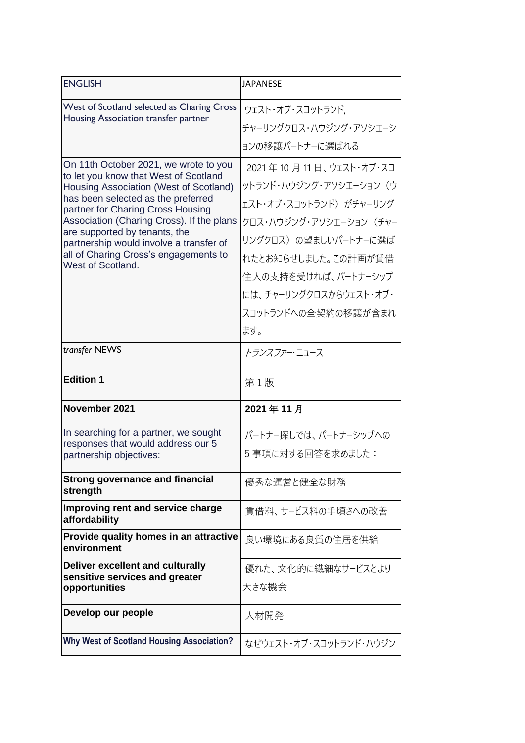| ENGLISH | JAPANESE |
| --- | --- |
| West of Scotland selected as Charing Cross Housing Association transfer partner | ウェスト・オブ・スコットランド, チャーリングクロス・ハウジング・アソシエーションの移譲パートナーに選ばれる |
| On 11th October 2021, we wrote to you to let you know that West of Scotland Housing Association (West of Scotland) has been selected as the preferred partner for Charing Cross Housing Association (Charing Cross). If the plans are supported by tenants, the partnership would involve a transfer of all of Charing Cross's engagements to West of Scotland. | 2021 年 10 月 11 日、ウェスト・オブ・スコットランド・ハウジング・アソシエーション（ウェスト・オブ・スコットランド）がチャーリングクロス・ハウジング・アソシエーション（チャーリングクロス）の望ましいパートナーに選ばれたとお知らせしました。この計画が賃借住人の支持を受ければ、パートナーシップには、チャーリングクロスからウェスト・オブ・スコットランドへの全契約の移譲が含まれます。 |
| *transfer* NEWS | *トランスファー・ニュース* |
| **Edition 1** | 第 1 版 |
| **November 2021** | **2021 年 11 月** |
| In searching for a partner, we sought responses that would address our 5 partnership objectives: | パートナー探しでは、パートナーシップへの 5 事項に対する回答を求めました： |
| **Strong governance and financial strength** | 優秀な運営と健全な財務 |
| **Improving rent and service charge affordability** | 賃借料、サービス料の手頃さへの改善 |
| **Provide quality homes in an attractive environment** | 良い環境にある良質の住居を供給 |
| **Deliver excellent and culturally sensitive services and greater opportunities** | 優れた、文化的に繊細なサービスとより大きな機会 |
| **Develop our people** | 人材開発 |
| **Why West of Scotland Housing Association?** | なぜウェスト・オブ・スコットランド・ハウジン |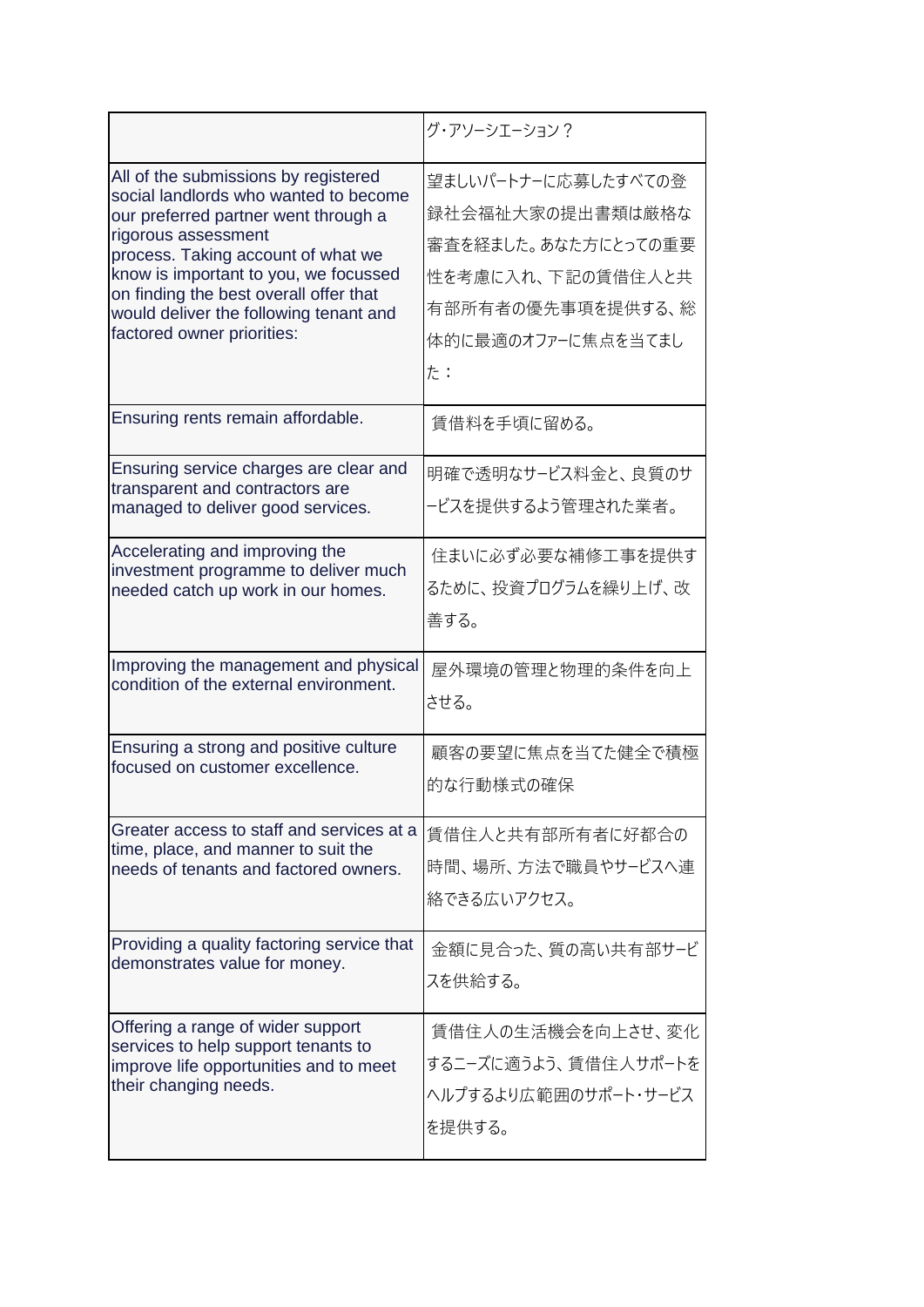| | グ・アソーシエーション？ |
|---|---|
| All of the submissions by registered social landlords who wanted to become our preferred partner went through a rigorous assessment process. Taking account of what we know is important to you, we focussed on finding the best overall offer that would deliver the following tenant and factored owner priorities: | 望ましいパートナーに応募したすべての登録社会福祉大家の提出書類は厳格な審査を経ました。あなた方にとっての重要性を考慮に入れ、下記の賃借住人と共有部所有者の優先事項を提供する、総体的に最適のオファーに焦点を当てました： |
| Ensuring rents remain affordable. | 賃借料を手頃に留める。 |
| Ensuring service charges are clear and transparent and contractors are managed to deliver good services. | 明確で透明なサービス料金と、良質のサービスを提供するよう管理された業者。 |
| Accelerating and improving the investment programme to deliver much needed catch up work in our homes. | 住まいに必ず必要な補修工事を提供するために、投資プログラムを繰り上げ、改善する。 |
| Improving the management and physical condition of the external environment. | 屋外環境の管理と物理的条件を向上させる。 |
| Ensuring a strong and positive culture focused on customer excellence. | 顧客の要望に焦点を当てた健全で積極的な行動様式の確保 |
| Greater access to staff and services at a time, place, and manner to suit the needs of tenants and factored owners. | 賃借住人と共有部所有者に好都合の時間、場所、方法で職員やサービスへ連絡できる広いアクセス。 |
| Providing a quality factoring service that demonstrates value for money. | 金額に見合った、質の高い共有部サービスを供給する。 |
| Offering a range of wider support services to help support tenants to improve life opportunities and to meet their changing needs. | 賃借住人の生活機会を向上させ、変化するニーズに適うよう、賃借住人サポートをヘルプするより広範囲のサポート・サービスを提供する。 |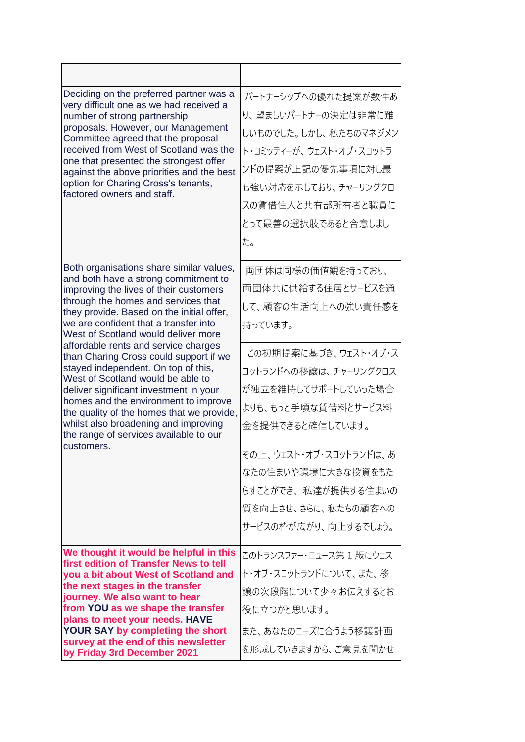| | |
|---|---|
| Deciding on the preferred partner was a very difficult one as we had received a number of strong partnership proposals. However, our Management Committee agreed that the proposal received from West of Scotland was the one that presented the strongest offer against the above priorities and the best option for Charing Cross's tenants, factored owners and staff. | パートナーシップへの優れた提案が数件あり、望ましいパートナーの決定は非常に難しいものでした。しかし、私たちのマネジメント・コミッティーが、ウェスト・オブ・スコットランドの提案が上記の優先事項に対し最も強い対応を示しており、チャーリングクロスの賃借住人と共有部所有者と職員にとって最善の選択肢であると合意しました。 |
| Both organisations share similar values, and both have a strong commitment to improving the lives of their customers through the homes and services that they provide. Based on the initial offer, we are confident that a transfer into West of Scotland would deliver more affordable rents and service charges than Charing Cross could support if we stayed independent. On top of this, West of Scotland would be able to deliver significant investment in your homes and the environment to improve the quality of the homes that we provide, whilst also broadening and improving the range of services available to our customers. | 両団体は同様の価値観を持っており、両団体共に供給する住居とサービスを通して、顧客の生活向上への強い責任感を持っています。<br><br>この初期提案に基づき、ウェスト・オブ・スコットランドへの移譲は、チャーリングクロスが独立を維持してサポートしていった場合よりも、もっと手頃な賃借料とサービス料金を提供できると確信しています。<br><br>その上、ウェスト・オブ・スコットランドは、あなたの住まいや環境に大きな投資をもたらすことができ、 私達が提供する住まいの質を向上させ、さらに、私たちの顧客へのサービスの枠が広がり、向上するでしょう。 |
| **We thought it would be helpful in this first edition of Transfer News to tell you a bit about West of Scotland and the next stages in the transfer journey. We also want to hear from YOU as we shape the transfer plans to meet your needs. HAVE YOUR SAY by completing the short survey at the end of this newsletter by Friday 3rd December 2021** | このトランスファー・ニュース第１版にウェスト・オブ・スコットランドについて、また、移譲の次段階について少々お伝えするとお役に立つかと思います。<br><br>また、あなたのニーズに合うよう移譲計画を形成していきますから、ご意見を聞かせ |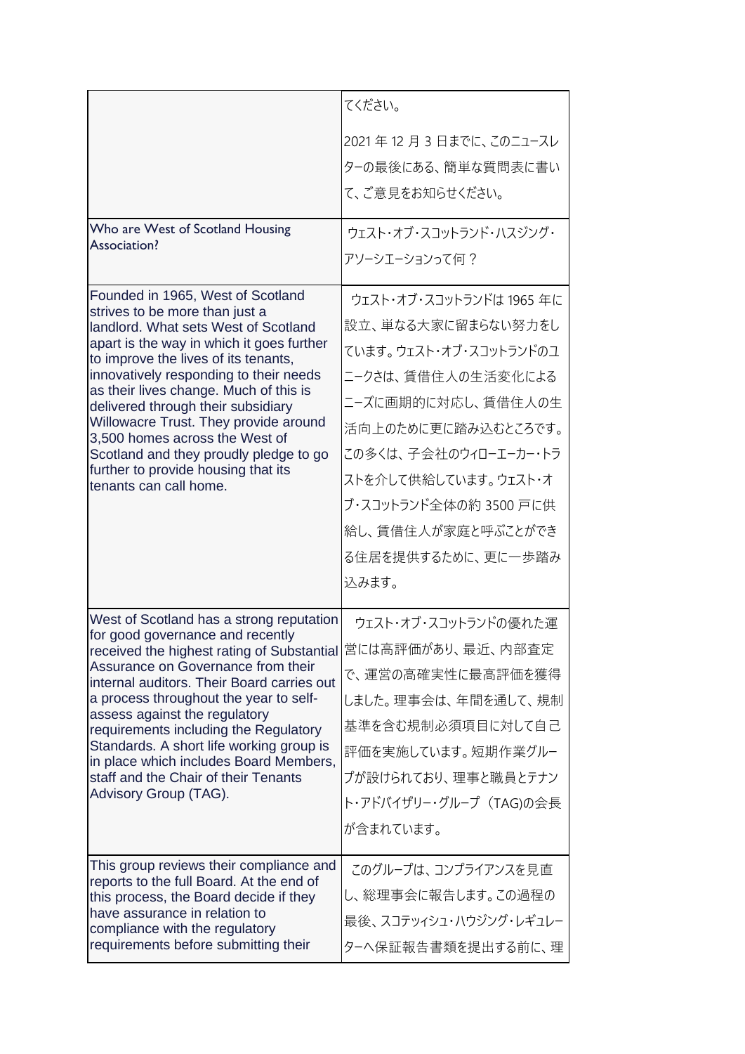| | |
|---|---|
| | てください。<br><br>2021 年 12 月 3 日までに、このニュースレターの最後にある、簡単な質問表に書いて、ご意見をお知らせください。 |
| Who are West of Scotland Housing Association? | ウェスト・オブ・スコットランド・ハスジング・アソーシエーションって何？ |
| Founded in 1965, West of Scotland strives to be more than just a landlord. What sets West of Scotland apart is the way in which it goes further to improve the lives of its tenants, innovatively responding to their needs as their lives change. Much of this is delivered through their subsidiary Willowacre Trust. They provide around 3,500 homes across the West of Scotland and they proudly pledge to go further to provide housing that its tenants can call home. | ウェスト・オブ・スコットランドは 1965 年に設立、単なる大家に留まらない努力をしています。ウェスト・オブ・スコットランドのユニークさは、賃借住人の生活変化によるニーズに画期的に対応し、賃借住人の生活向上のために更に踏み込むところです。この多くは、子会社のウィローエーカー・トラストを介して供給しています。ウェスト・オブ・スコットランド全体の約 3500 戸に供給し、賃借住人が家庭と呼ぶことができる住居を提供するために、更に一歩踏み込みます。 |
| West of Scotland has a strong reputation for good governance and recently received the highest rating of Substantial Assurance on Governance from their internal auditors. Their Board carries out a process throughout the year to self-assess against the regulatory requirements including the Regulatory Standards. A short life working group is in place which includes Board Members, staff and the Chair of their Tenants Advisory Group (TAG). | ウェスト・オブ・スコットランドの優れた運営には高評価があり、最近、内部査定で、運営の高確実性に最高評価を獲得しました。理事会は、年間を通して、規制基準を含む規制必須項目に対して自己評価を実施しています。短期作業グループが設けられており、理事と職員とテナント・アドバイザリー・グループ（TAG)の会長が含まれています。 |
| This group reviews their compliance and reports to the full Board. At the end of this process, the Board decide if they have assurance in relation to compliance with the regulatory requirements before submitting their | このグループは、コンプライアンスを見直し、総理事会に報告します。この過程の最後、スコティッシュ・ハウジング・レギュレーターへ保証報告書類を提出する前に、理 |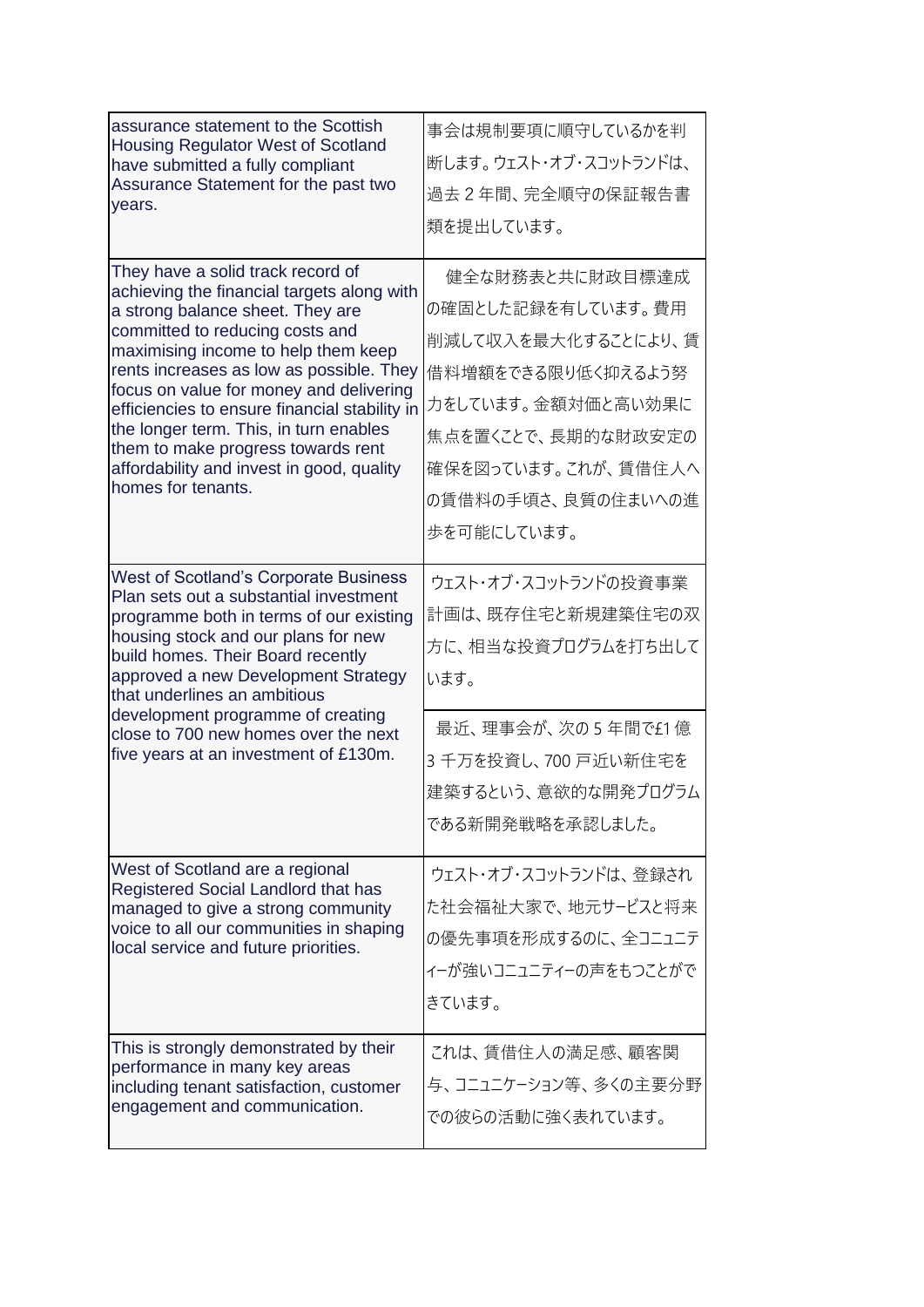| | |
|---|---|
| assurance statement to the Scottish Housing Regulator West of Scotland have submitted a fully compliant Assurance Statement for the past two years. | 事会は規制要項に順守しているかを判断します。ウェスト・オブ・スコットランドは、過去 2 年間、完全順守の保証報告書類を提出しています。 |
| They have a solid track record of achieving the financial targets along with a strong balance sheet. They are committed to reducing costs and maximising income to help them keep rents increases as low as possible. They focus on value for money and delivering efficiencies to ensure financial stability in the longer term. This, in turn enables them to make progress towards rent affordability and invest in good, quality homes for tenants. | 健全な財務表と共に財政目標達成の確固とした記録を有しています。費用削減して収入を最大化することにより、賃借料増額をできる限り低く抑えるよう努力をしています。金額対価と高い効果に焦点を置くことで、長期的な財政安定の確保を図っています。これが、賃借住人への賃借料の手頃さ、良質の住まいへの進歩を可能にしています。 |
| West of Scotland's Corporate Business Plan sets out a substantial investment programme both in terms of our existing housing stock and our plans for new build homes. Their Board recently approved a new Development Strategy that underlines an ambitious development programme of creating close to 700 new homes over the next five years at an investment of £130m. | ウェスト・オブ・スコットランドの投資事業計画は、既存住宅と新規建築住宅の双方に、相当な投資プログラムを打ち出しています。<br><br>最近、理事会が、次の 5 年間で£1 億 3 千万を投資し、700 戸近い新住宅を建築するという、意欲的な開発プログラムである新開発戦略を承認しました。 |
| West of Scotland are a regional Registered Social Landlord that has managed to give a strong community voice to all our communities in shaping local service and future priorities. | ウェスト・オブ・スコットランドは、登録された社会福祉大家で、地元サービスと将来の優先事項を形成するのに、全コニュニティーが強いコニュニティーの声をもつことができています。 |
| This is strongly demonstrated by their performance in many key areas including tenant satisfaction, customer engagement and communication. | これは、賃借住人の満足感、顧客関与、コニュニケーション等、多くの主要分野での彼らの活動に強く表れています。 |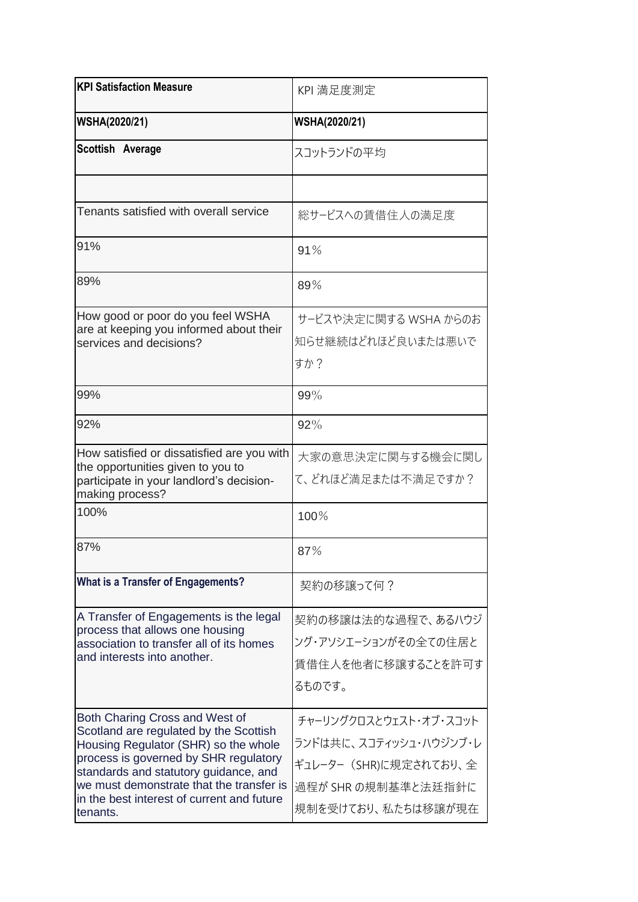| **KPI Satisfaction Measure** | KPI 満足度測定 |
| --- | --- |
| **WSHA(2020/21)** | **WSHA(2020/21)** |
| **Scottish Average** | スコットランドの平均 |
| | |
| Tenants satisfied with overall service | 総サービスへの賃借住人の満足度 |
| 91% | 91% |
| 89% | 89% |
| How good or poor do you feel WSHA are at keeping you informed about their services and decisions? | サービスや決定に関する WSHA からのお知らせ継続はどれほど良いまたは悪いですか？ |
| 99% | 99% |
| 92% | 92% |
| How satisfied or dissatisfied are you with the opportunities given to you to participate in your landlord's decision-making process? | 大家の意思決定に関与する機会に関して、どれほど満足または不満足ですか？ |
| 100% | 100% |
| 87% | 87% |
| **What is a Transfer of Engagements?** | 契約の移譲って何？ |
| A Transfer of Engagements is the legal process that allows one housing association to transfer all of its homes and interests into another. | 契約の移譲は法的な過程で、あるハウジング・アソシエーションがその全ての住居と賃借住人を他者に移譲することを許可するものです。 |
| Both Charing Cross and West of Scotland are regulated by the Scottish Housing Regulator (SHR) so the whole process is governed by SHR regulatory standards and statutory guidance, and we must demonstrate that the transfer is in the best interest of current and future tenants. | チャーリングクロスとウェスト・オブ・スコットランドは共に、スコティッシュ・ハウジング・レギュレーター（SHR)に規定されており、全過程が SHR の規制基準と法廷指針に規制を受けており、私たちは移譲が現在 |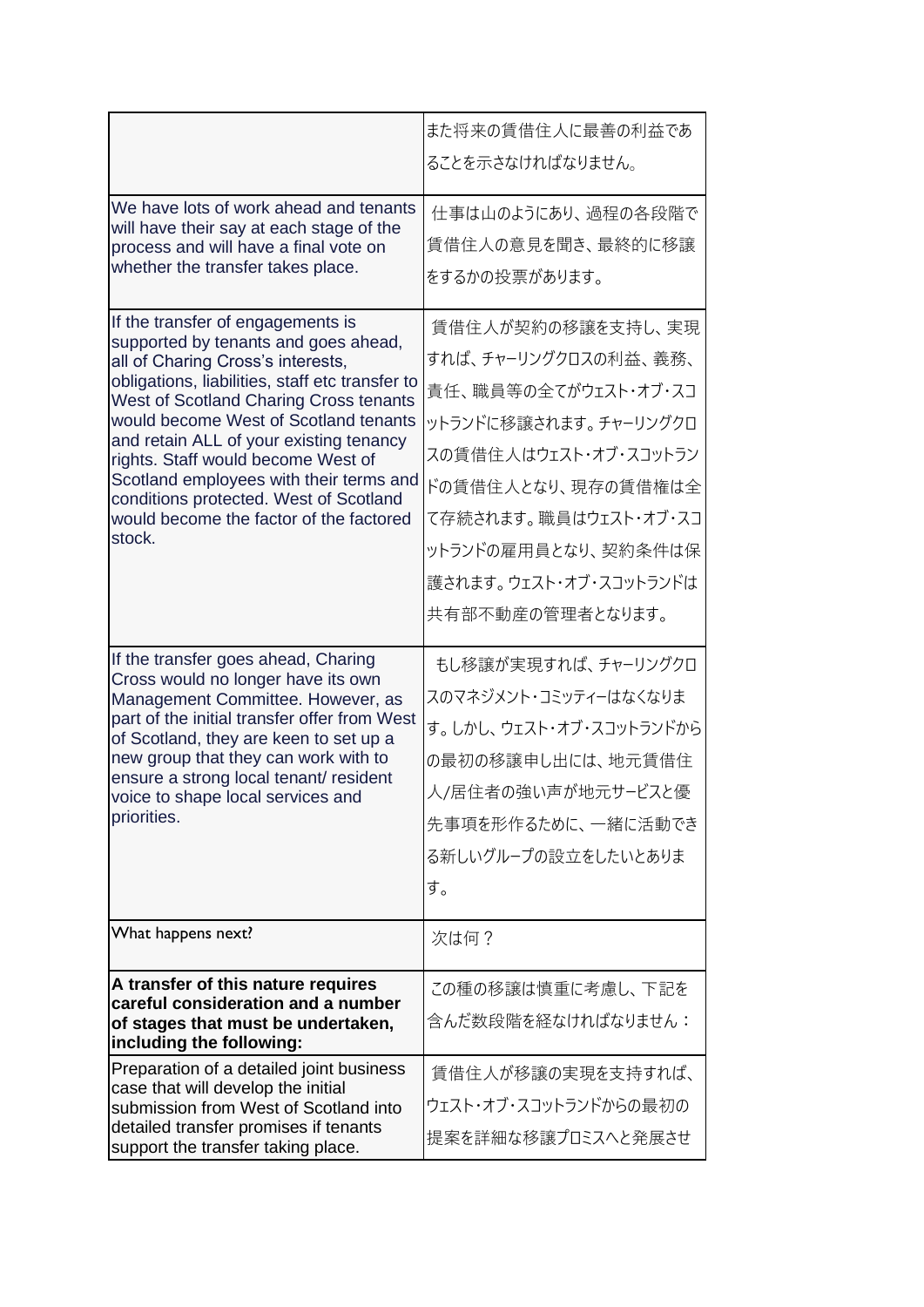| | |
|---|---|
| | また将来の賃借住人に最善の利益であることを示さなければなりません。 |
| We have lots of work ahead and tenants will have their say at each stage of the process and will have a final vote on whether the transfer takes place. | 仕事は山のようにあり、過程の各段階で賃借住人の意見を聞き、最終的に移譲をするかの投票があります。 |
| If the transfer of engagements is supported by tenants and goes ahead, all of Charing Cross's interests, obligations, liabilities, staff etc transfer to West of Scotland Charing Cross tenants would become West of Scotland tenants and retain ALL of your existing tenancy rights. Staff would become West of Scotland employees with their terms and conditions protected. West of Scotland would become the factor of the factored stock. | 賃借住人が契約の移譲を支持し、実現すれば、チャーリングクロスの利益、義務、責任、職員等の全てがウェスト・オブ・スコットランドに移譲されます。チャーリングクロスの賃借住人はウェスト・オブ・スコットランドの賃借住人となり、現存の賃借権は全て存続されます。職員はウェスト・オブ・スコットランドの雇用員となり、契約条件は保護されます。ウェスト・オブ・スコットランドは共有部不動産の管理者となります。 |
| If the transfer goes ahead, Charing Cross would no longer have its own Management Committee. However, as part of the initial transfer offer from West of Scotland, they are keen to set up a new group that they can work with to ensure a strong local tenant/ resident voice to shape local services and priorities. | もし移譲が実現すれば、チャーリングクロスのマネジメント・コミッティーはなくなります。しかし、ウェスト・オブ・スコットランドからの最初の移譲申し出には、地元賃借住人/居住者の強い声が地元サービスと優先事項を形作るために、一緒に活動できる新しいグループの設立をしたいとあります。 |
| What happens next? | 次は何？ |
| **A transfer of this nature requires careful consideration and a number of stages that must be undertaken, including the following:** | この種の移譲は慎重に考慮し、下記を含んだ数段階を経なければなりません： |
| Preparation of a detailed joint business case that will develop the initial submission from West of Scotland into detailed transfer promises if tenants support the transfer taking place. | 賃借住人が移譲の実現を支持すれば、ウェスト・オブ・スコットランドからの最初の提案を詳細な移譲プロミスへと発展させ |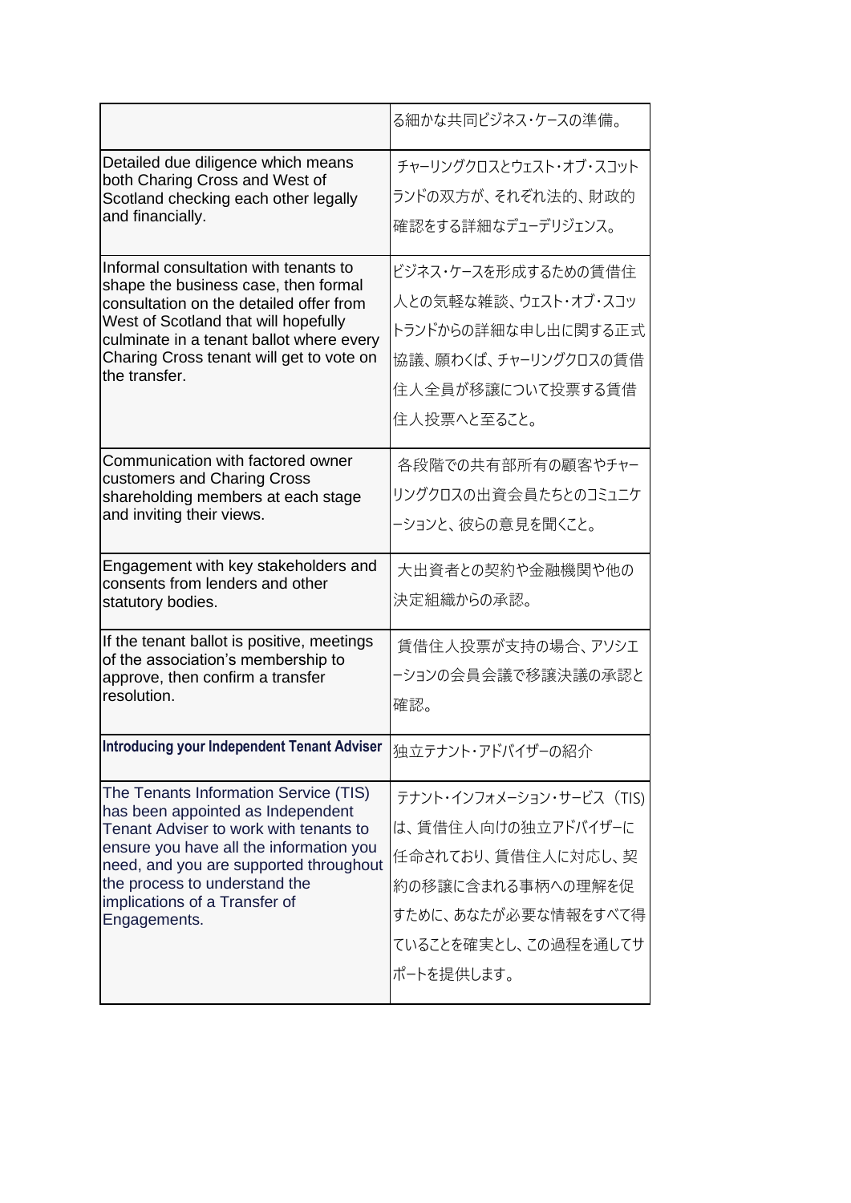| | る細かな共同ビジネス・ケースの準備。 |
|---|---|
| Detailed due diligence which means both Charing Cross and West of Scotland checking each other legally and financially. | チャーリングクロスとウェスト・オブ・スコットランドの双方が、それぞれ法的、財政的確認をする詳細なデューデリジェンス。 |
| Informal consultation with tenants to shape the business case, then formal consultation on the detailed offer from West of Scotland that will hopefully culminate in a tenant ballot where every Charing Cross tenant will get to vote on the transfer. | ビジネス・ケースを形成するための賃借住人との気軽な雑談、ウェスト・オブ・スコットランドからの詳細な申し出に関する正式協議、願わくば、チャーリングクロスの賃借住人全員が移譲について投票する賃借住人投票へと至ること。 |
| Communication with factored owner customers and Charing Cross shareholding members at each stage and inviting their views. | 各段階での共有部所有の顧客やチャーリングクロスの出資会員たちとのコミュニケーションと、彼らの意見を聞くこと。 |
| Engagement with key stakeholders and consents from lenders and other statutory bodies. | 大出資者との契約や金融機関や他の決定組織からの承認。 |
| If the tenant ballot is positive, meetings of the association's membership to approve, then confirm a transfer resolution. | 賃借住人投票が支持の場合、アソシエーションの会員会議で移譲決議の承認と確認。 |
| **Introducing your Independent Tenant Adviser** | 独立テナント・アドバイザーの紹介 |
| The Tenants Information Service (TIS) has been appointed as Independent Tenant Adviser to work with tenants to ensure you have all the information you need, and you are supported throughout the process to understand the implications of a Transfer of Engagements. | テナント・インフォメーション・サービス（TIS）は、賃借住人向けの独立アドバイザーに任命されており、賃借住人に対応し、契約の移譲に含まれる事柄への理解を促すために、あなたが必要な情報をすべて得ていることを確実とし、この過程を通してサポートを提供します。 |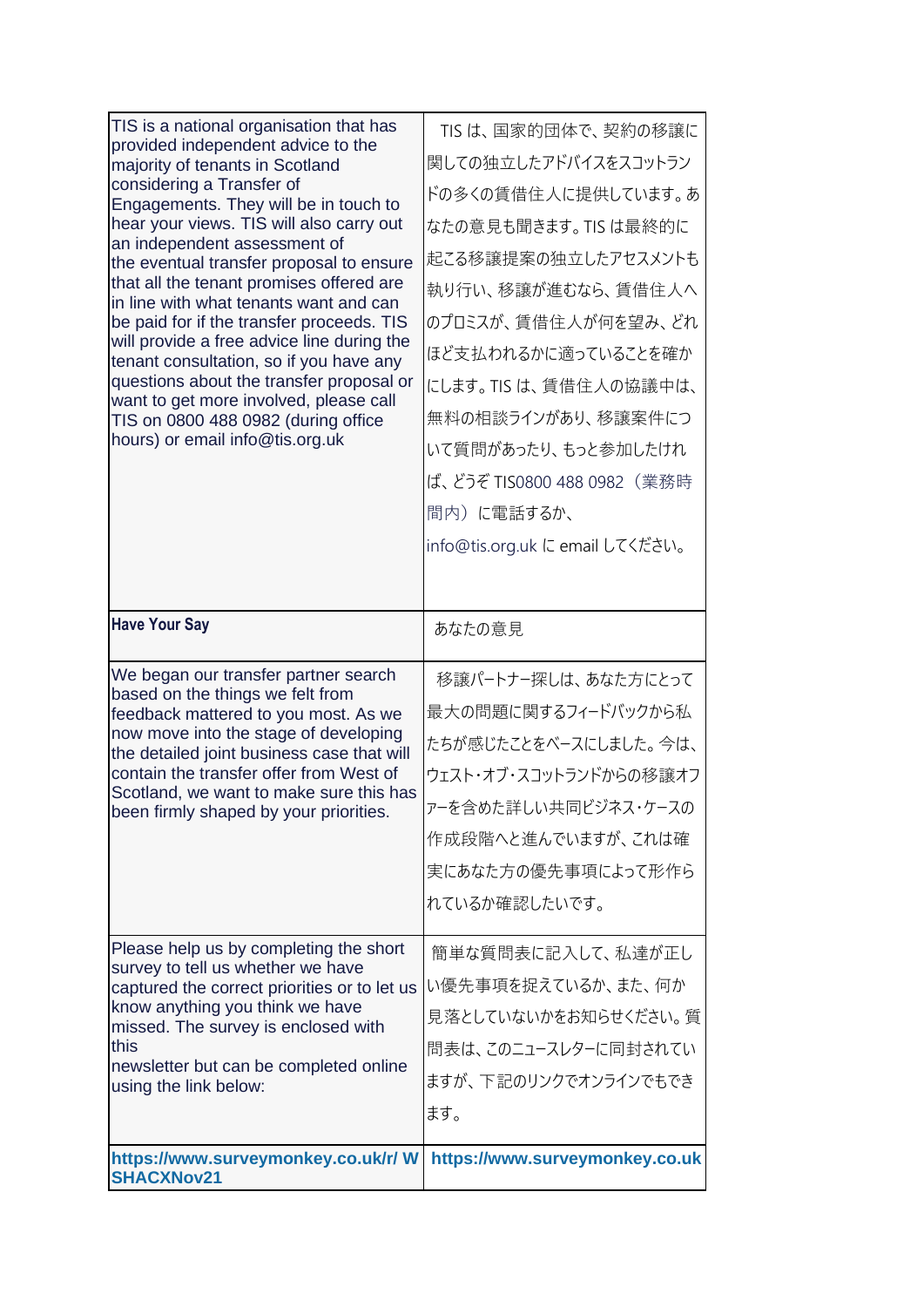| | |
|---|---|
| TIS is a national organisation that has provided independent advice to the majority of tenants in Scotland considering a Transfer of Engagements. They will be in touch to hear your views. TIS will also carry out an independent assessment of the eventual transfer proposal to ensure that all the tenant promises offered are in line with what tenants want and can be paid for if the transfer proceeds. TIS will provide a free advice line during the tenant consultation, so if you have any questions about the transfer proposal or want to get more involved, please call TIS on 0800 488 0982 (during office hours) or email info@tis.org.uk | TIS は、国家的団体で、契約の移譲に関しての独立したアドバイスをスコットランドの多くの賃借住人に提供しています。あなたの意見も聞きます。TIS は最終的に起こる移譲提案の独立したアセスメントも執り行い、移譲が進むなら、賃借住人へのプロミスが、賃借住人が何を望み、どれほど支払われるかに適っていることを確かにします。TIS は、賃借住人の協議中は、無料の相談ラインがあり、移譲案件について質問があったり、もっと参加したければ、どうぞ TIS0800 488 0982（業務時間内）に電話するか、info@tis.org.uk に email してください。 |
| **Have Your Say** | あなたの意見 |
| We began our transfer partner search based on the things we felt from feedback mattered to you most. As we now move into the stage of developing the detailed joint business case that will contain the transfer offer from West of Scotland, we want to make sure this has been firmly shaped by your priorities. | 移譲パートナー探しは、あなた方にとって最大の問題に関するフィードバックから私たちが感じたことをベースにしました。今は、ウェスト・オブ・スコットランドからの移譲オファーを含めた詳しい共同ビジネス・ケースの作成段階へと進んでいますが、これは確実にあなた方の優先事項によって形作られているか確認したいです。 |
| Please help us by completing the short survey to tell us whether we have captured the correct priorities or to let us know anything you think we have missed. The survey is enclosed with this newsletter but can be completed online using the link below: | 簡単な質問表に記入して、私達が正しい優先事項を捉えているか、また、何か見落としていないかをお知らせください。質問表は、このニュースレターに同封されていますが、下記のリンクでオンラインでもできます。 |
| **https://www.surveymonkey.co.uk/r/ WSHACXNov21** | **https://www.surveymonkey.co.uk** |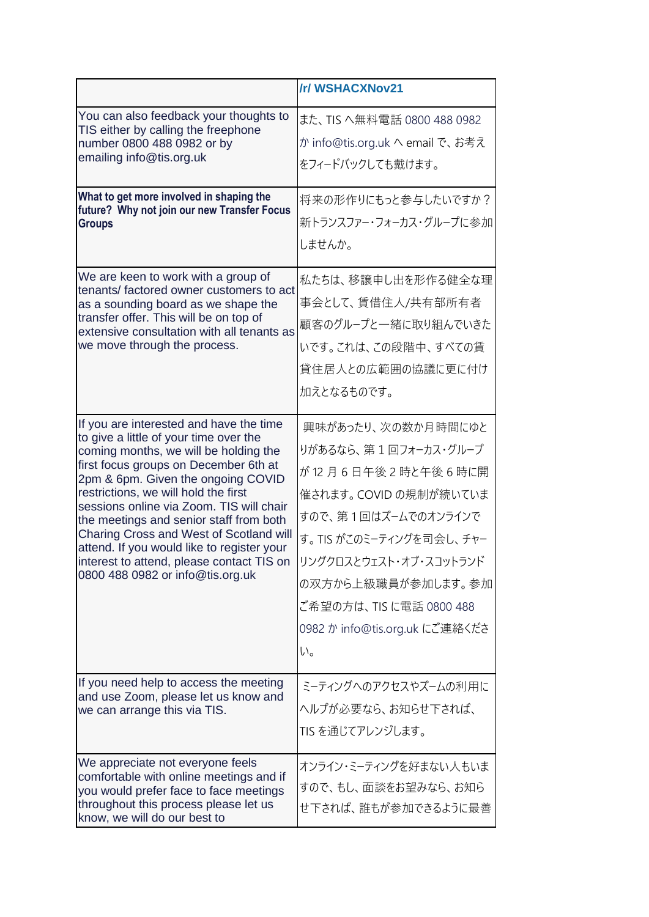| | /r/ WSHACXNov21 |
|---|---|
| You can also feedback your thoughts to TIS either by calling the freephone number 0800 488 0982 or by emailing info@tis.org.uk | また、TIS へ無料電話 0800 488 0982 か info@tis.org.uk へ email で、お考えをフィードバックしても戴けます。 |
| **What to get more involved in shaping the future? Why not join our new Transfer Focus Groups** | 将来の形作りにもっと参与したいですか？新トランスファー・フォーカス・グループに参加しませんか。 |
| We are keen to work with a group of tenants/ factored owner customers to act as a sounding board as we shape the transfer offer. This will be on top of extensive consultation with all tenants as we move through the process. | 私たちは、移譲申し出を形作る健全な理事会として、賃借住人/共有部所有者顧客のグループと一緒に取り組んでいきたいです。これは、この段階中、すべての賃貸住居人との広範囲の協議に更に付け加えとなるものです。 |
| If you are interested and have the time to give a little of your time over the coming months, we will be holding the first focus groups on December 6th at 2pm & 6pm. Given the ongoing COVID restrictions, we will hold the first sessions online via Zoom. TIS will chair the meetings and senior staff from both Charing Cross and West of Scotland will attend. If you would like to register your interest to attend, please contact TIS on 0800 488 0982 or info@tis.org.uk | 興味があったり、次の数か月時間にゆとりがあるなら、第 1 回フォーカス・グループが 12 月 6 日午後 2 時と午後 6 時に開催されます。COVID の規制が続いていますので、第 1 回はズームでのオンラインです。TIS がこのミーティングを司会し、チャーリングクロスとウェスト・オブ・スコットランドの双方から上級職員が参加します。参加ご希望の方は、TIS に電話 0800 488 0982 か info@tis.org.uk にご連絡ください。 |
| If you need help to access the meeting and use Zoom, please let us know and we can arrange this via TIS. | ミーティングへのアクセスやズームの利用にヘルプが必要なら、お知らせ下されば、TIS を通じてアレンジします。 |
| We appreciate not everyone feels comfortable with online meetings and if you would prefer face to face meetings throughout this process please let us know, we will do our best to | オンライン・ミーティングを好まない人もいますので、もし、面談をお望みなら、お知らせ下されば、誰もが参加できるように最善 |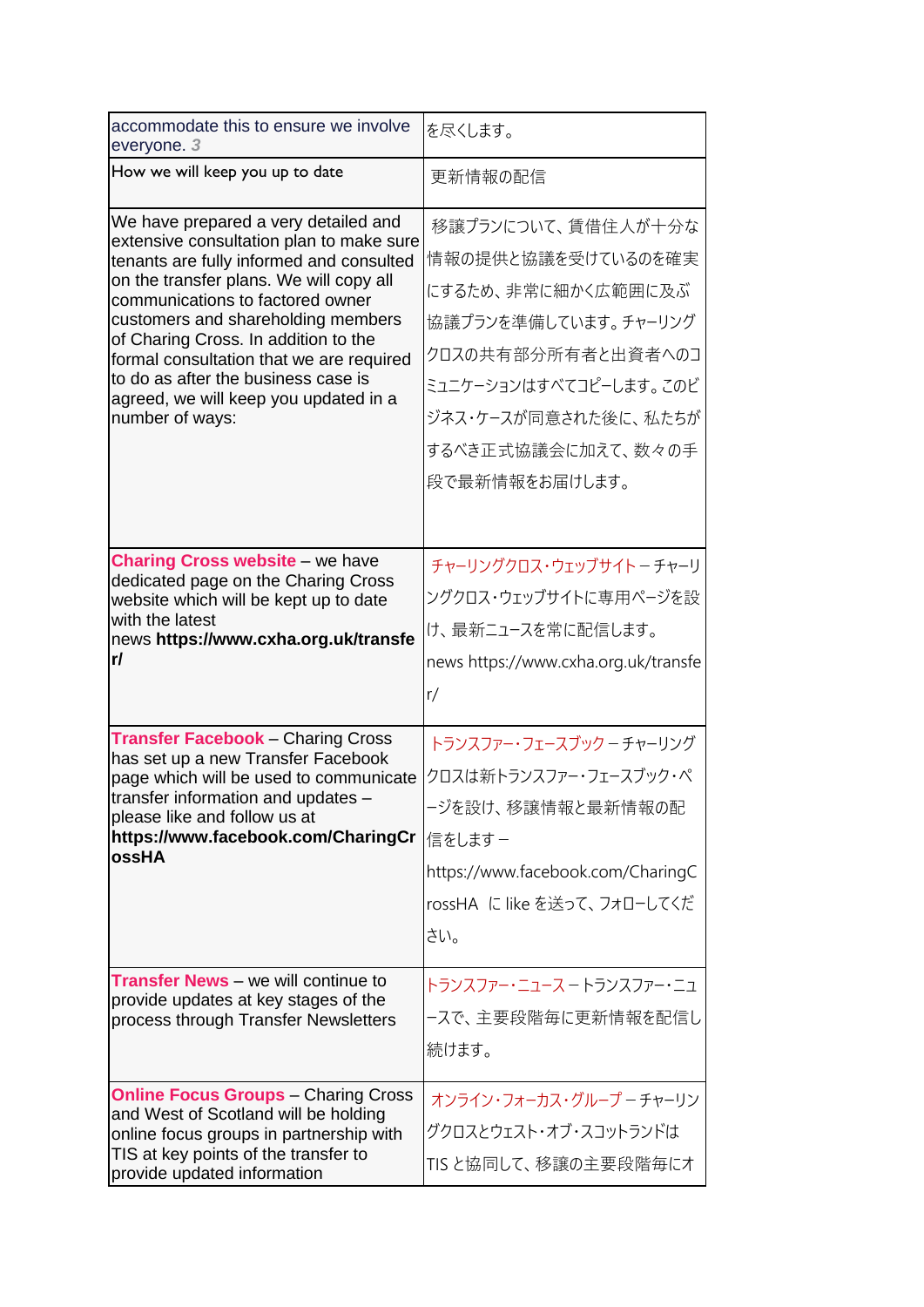| | |
|---|---|
| accommodate this to ensure we involve everyone. 3 | を尽くします。 |
| How we will keep you up to date | 更新情報の配信 |
| We have prepared a very detailed and extensive consultation plan to make sure tenants are fully informed and consulted on the transfer plans. We will copy all communications to factored owner customers and shareholding members of Charing Cross. In addition to the formal consultation that we are required to do as after the business case is agreed, we will keep you updated in a number of ways: | 移譲プランについて、賃借住人が十分な情報の提供と協議を受けているのを確実にするため、非常に細かく広範囲に及ぶ協議プランを準備しています。チャーリングクロスの共有部分所有者と出資者へのコミュニケーションはすべてコピーします。このビジネス・ケースが同意された後に、私たちがするべき正式協議会に加えて、数々の手段で最新情報をお届けします。 |
| **Charing Cross website** – we have dedicated page on the Charing Cross website which will be kept up to date with the latest news **https://www.cxha.org.uk/transfer/** | チャーリングクロス・ウェッブサイト – チャーリングクロス・ウェッブサイトに専用ページを設け、最新ニュースを常に配信します。news https://www.cxha.org.uk/transfer/ |
| **Transfer Facebook** – Charing Cross has set up a new Transfer Facebook page which will be used to communicate transfer information and updates – please like and follow us at **https://www.facebook.com/CharingCrossHA** | トランスファー・フェースブック – チャーリングクロスは新トランスファー・フェースブック・ページを設け、移譲情報と最新情報の配信をします – https://www.facebook.com/CharingCrossHA に like を送って、フォローしてください。 |
| **Transfer News** – we will continue to provide updates at key stages of the process through Transfer Newsletters | トランスファー・ニュース – トランスファー・ニュースで、主要段階毎に更新情報を配信し続けます。 |
| **Online Focus Groups** – Charing Cross and West of Scotland will be holding online focus groups in partnership with TIS at key points of the transfer to provide updated information | オンライン・フォーカス・グループ – チャーリングクロスとウェスト・オブ・スコットランドはTIS と協同して、移譲の主要段階毎にオ |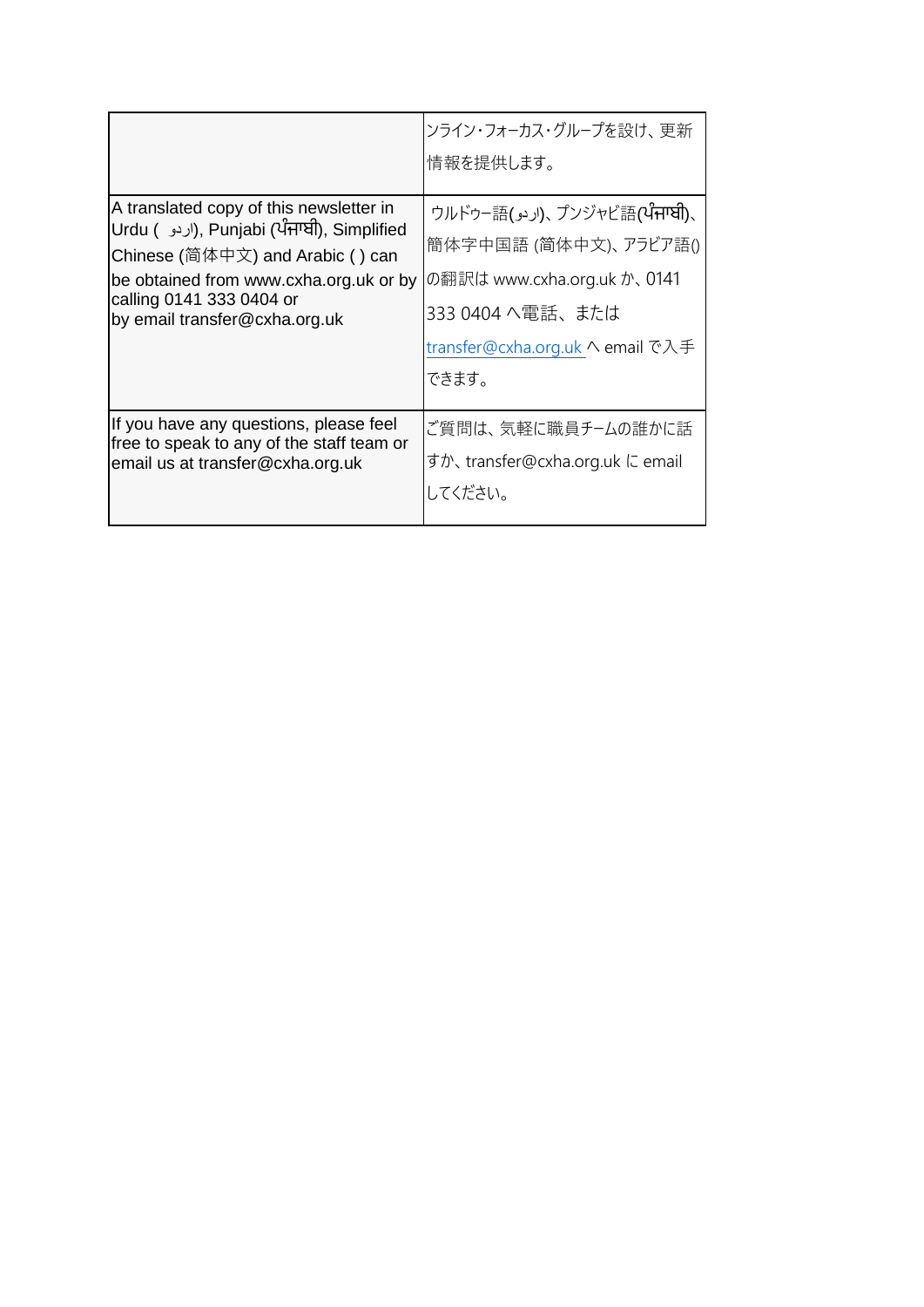| | |
|---|---|
| | ンライン・フォーカス・グループを設け、更新情報を提供します。 |
| A translated copy of this newsletter in Urdu ( اردو), Punjabi (ਪੰਜਾਬੀ), Simplified Chinese (简体中文) and Arabic ( ) can be obtained from www.cxha.org.uk or by calling 0141 333 0404 or by email transfer@cxha.org.uk | ウルドゥー語(اردو)、プンジャビ語(ਪੰਜਾਬੀ)、簡体字中国語 (简体中文)、アラビア語()の翻訳は www.cxha.org.uk か、0141 333 0404 へ電話、または transfer@cxha.org.uk へ email で入手できます。 |
| If you have any questions, please feel free to speak to any of the staff team or email us at transfer@cxha.org.uk | ご質問は、気軽に職員チームの誰かに話すか、transfer@cxha.org.uk に email してください。 |